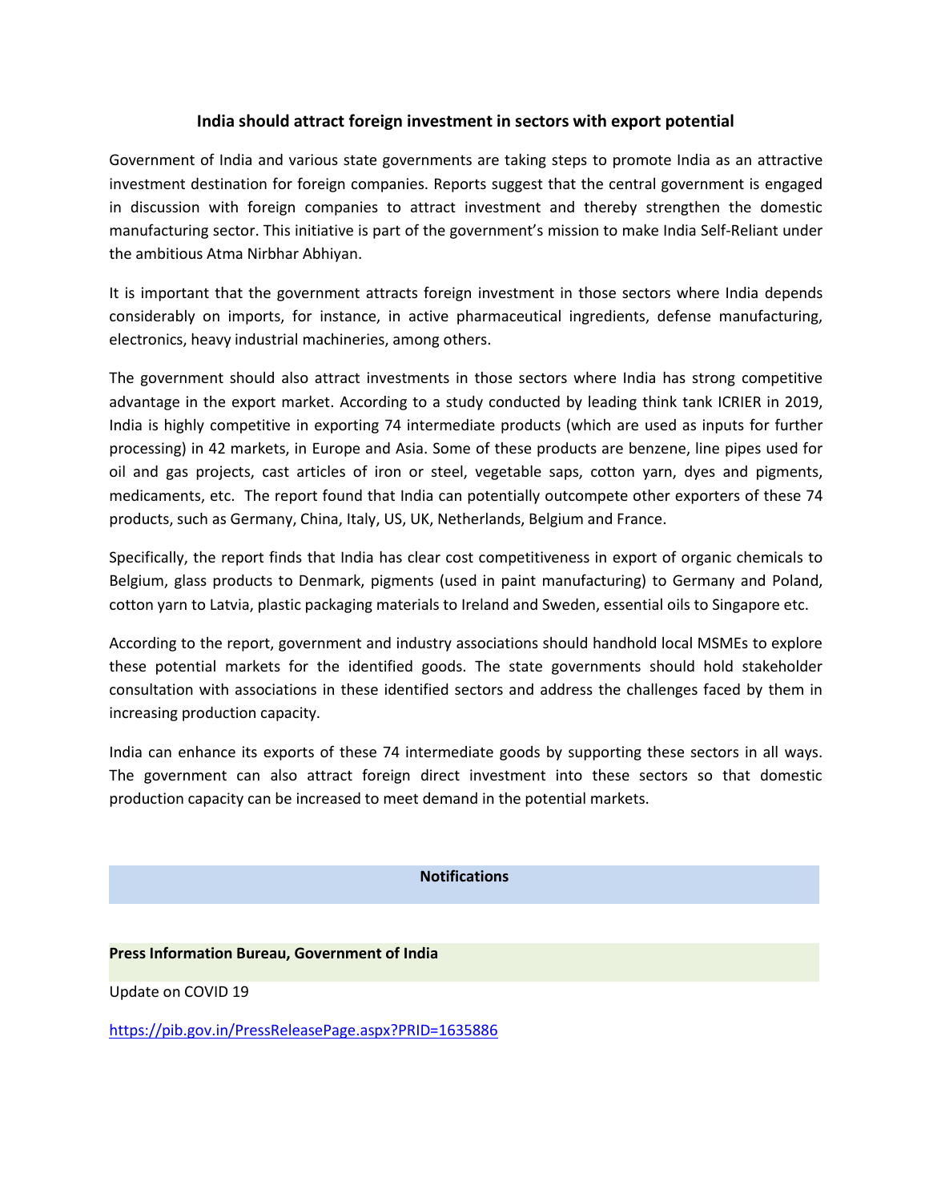# India should attract foreign investment in sectors with export potential

Government of India and various state governments are taking steps to promote India as an attractive investment destination for foreign companies. Reports suggest that the central government is engaged in discussion with foreign companies to attract investment and thereby strengthen the domestic manufacturing sector. This initiative is part of the government's mission to make India Self-Reliant under the ambitious Atma Nirbhar Abhiyan.

It is important that the government attracts foreign investment in those sectors where India depends considerably on imports, for instance, in active pharmaceutical ingredients, defense manufacturing, electronics, heavy industrial machineries, among others.

The government should also attract investments in those sectors where India has strong competitive advantage in the export market. According to a study conducted by leading think tank ICRIER in 2019, India is highly competitive in exporting 74 intermediate products (which are used as inputs for further processing) in 42 markets, in Europe and Asia. Some of these products are benzene, line pipes used for oil and gas projects, cast articles of iron or steel, vegetable saps, cotton yarn, dyes and pigments, medicaments, etc. The report found that India can potentially outcompete other exporters of these 74 products, such as Germany, China, Italy, US, UK, Netherlands, Belgium and France.

Specifically, the report finds that India has clear cost competitiveness in export of organic chemicals to Belgium, glass products to Denmark, pigments (used in paint manufacturing) to Germany and Poland, cotton yarn to Latvia, plastic packaging materials to Ireland and Sweden, essential oils to Singapore etc.

According to the report, government and industry associations should handhold local MSMEs to explore these potential markets for the identified goods. The state governments should hold stakeholder consultation with associations in these identified sectors and address the challenges faced by them in increasing production capacity.

India can enhance its exports of these 74 intermediate goods by supporting these sectors in all ways. The government can also attract foreign direct investment into these sectors so that domestic production capacity can be increased to meet demand in the potential markets.

## Notifications

**Press Information Bureau, Government of India**

Update on COVID 19

https://pib.gov.in/PressReleasePage.aspx?PRID=1635886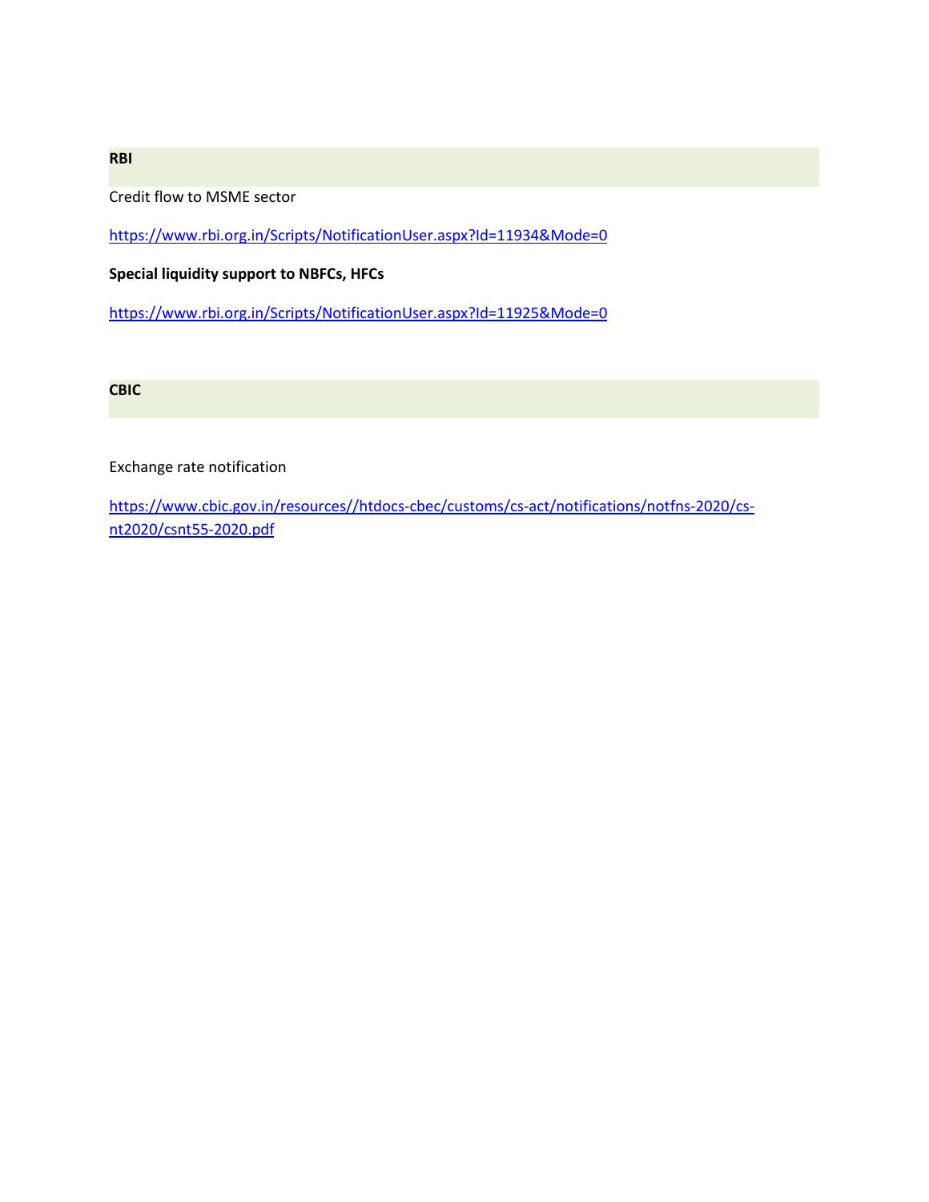**RBI**

Credit flow to MSME sector

https://www.rbi.org.in/Scripts/NotificationUser.aspx?Id=11934&Mode=0

**Special liquidity support to NBFCs, HFCs**

https://www.rbi.org.in/Scripts/NotificationUser.aspx?Id=11925&Mode=0

**CBIC**

Exchange rate notification

https://www.cbic.gov.in/resources//htdocs-cbec/customs/cs-act/notifications/notfns-2020/cs-nt2020/csnt55-2020.pdf